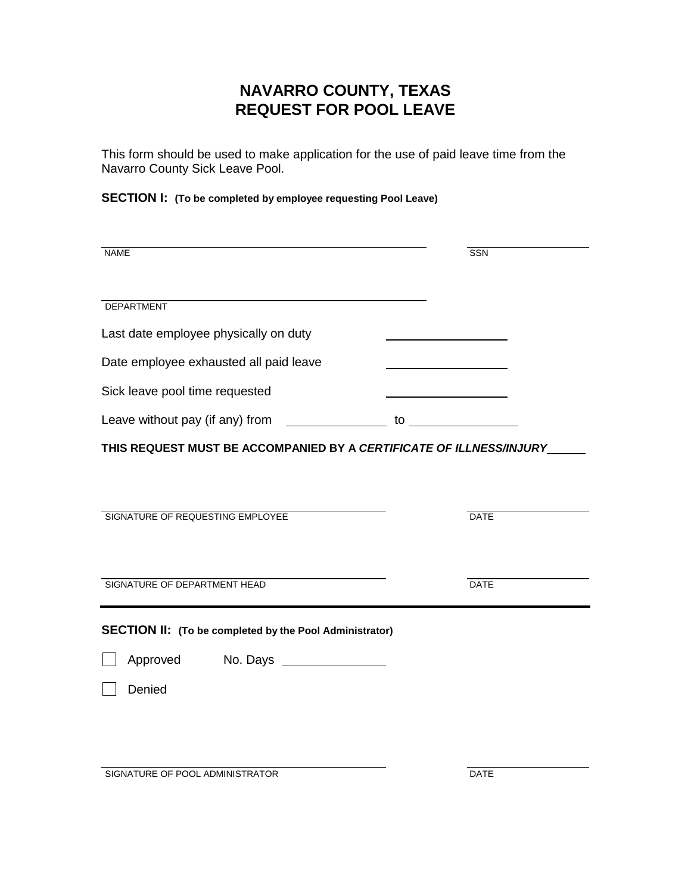# NAVARRO COUNTY, TEXAS
# REQUEST FOR POOL LEAVE

This form should be used to make application for the use of paid leave time from the Navarro County Sick Leave Pool.

**SECTION I: (To be completed by employee requesting Pool Leave)**

______________________________________________ ________________
NAME SSN

______________________________________________
DEPARTMENT

Last date employee physically on duty ________________

Date employee exhausted all paid leave ________________

Sick leave pool time requested ________________

Leave without pay (if any) from ______________ to ______________

**THIS REQUEST MUST BE ACCOMPANIED BY A *CERTIFICATE OF ILLNESS/INJURY*** _____

______________________________________________ ________________
SIGNATURE OF REQUESTING EMPLOYEE DATE

______________________________________________ ________________
SIGNATURE OF DEPARTMENT HEAD DATE

---

**SECTION II: (To be completed by the Pool Administrator)**

☐ Approved No. Days ______________

☐ Denied

______________________________________________ ________________
SIGNATURE OF POOL ADMINISTRATOR DATE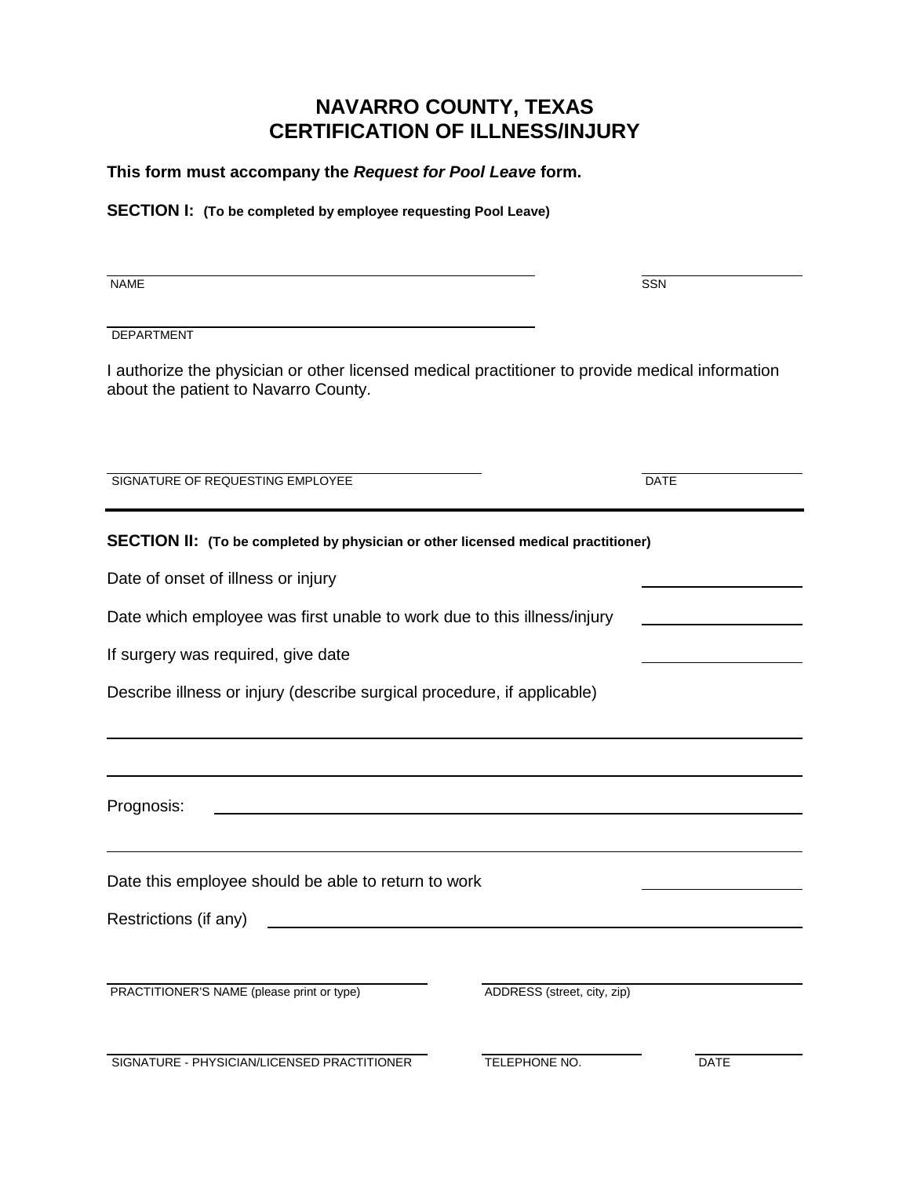# NAVARRO COUNTY, TEXAS
# CERTIFICATION OF ILLNESS/INJURY

**This form must accompany the *Request for Pool Leave* form.**

**SECTION I: (To be completed by employee requesting Pool Leave)**

NAME ______________________________ SSN ______________

DEPARTMENT ______________________________

I authorize the physician or other licensed medical practitioner to provide medical information about the patient to Navarro County.

SIGNATURE OF REQUESTING EMPLOYEE ______________________________ DATE ______________

---

**SECTION II: (To be completed by physician or other licensed medical practitioner)**

Date of onset of illness or injury ______________

Date which employee was first unable to work due to this illness/injury ______________

If surgery was required, give date ______________

Describe illness or injury (describe surgical procedure, if applicable)

______________________________________________________________

______________________________________________________________

Prognosis: ______________________________________________________

______________________________________________________________

Date this employee should be able to return to work ______________

Restrictions (if any) ______________________________________________

PRACTITIONER'S NAME (please print or type) ______________________________ ADDRESS (street, city, zip) ______________________________

SIGNATURE - PHYSICIAN/LICENSED PRACTITIONER ______________________________ TELEPHONE NO. ______________ DATE ______________